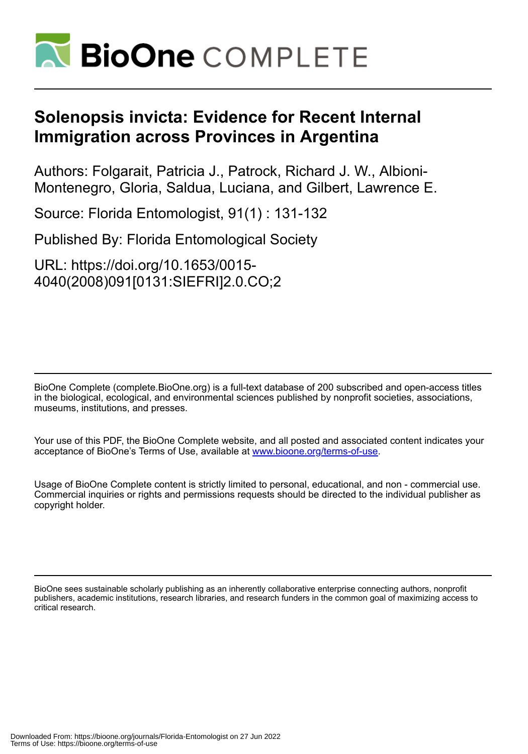# Solenopsis invicta: Evidence for Recent Internal Immigration across Provinces in Argentina

Authors: Folgarait, Patricia J., Patrock, Richard J. W., Albioni-Montenegro, Gloria, Saldua, Luciana, and Gilbert, Lawrence E.

Source: Florida Entomologist, 91(1) : 131-132

Published By: Florida Entomological Society

URL: https://doi.org/10.1653/0015-4040(2008)091[0131:SIEFRI]2.0.CO;2

BioOne Complete (complete.BioOne.org) is a full-text database of 200 subscribed and open-access titles in the biological, ecological, and environmental sciences published by nonprofit societies, associations, museums, institutions, and presses.

Your use of this PDF, the BioOne Complete website, and all posted and associated content indicates your acceptance of BioOne's Terms of Use, available at www.bioone.org/terms-of-use.

Usage of BioOne Complete content is strictly limited to personal, educational, and non - commercial use. Commercial inquiries or rights and permissions requests should be directed to the individual publisher as copyright holder.

BioOne sees sustainable scholarly publishing as an inherently collaborative enterprise connecting authors, nonprofit publishers, academic institutions, research libraries, and research funders in the common goal of maximizing access to critical research.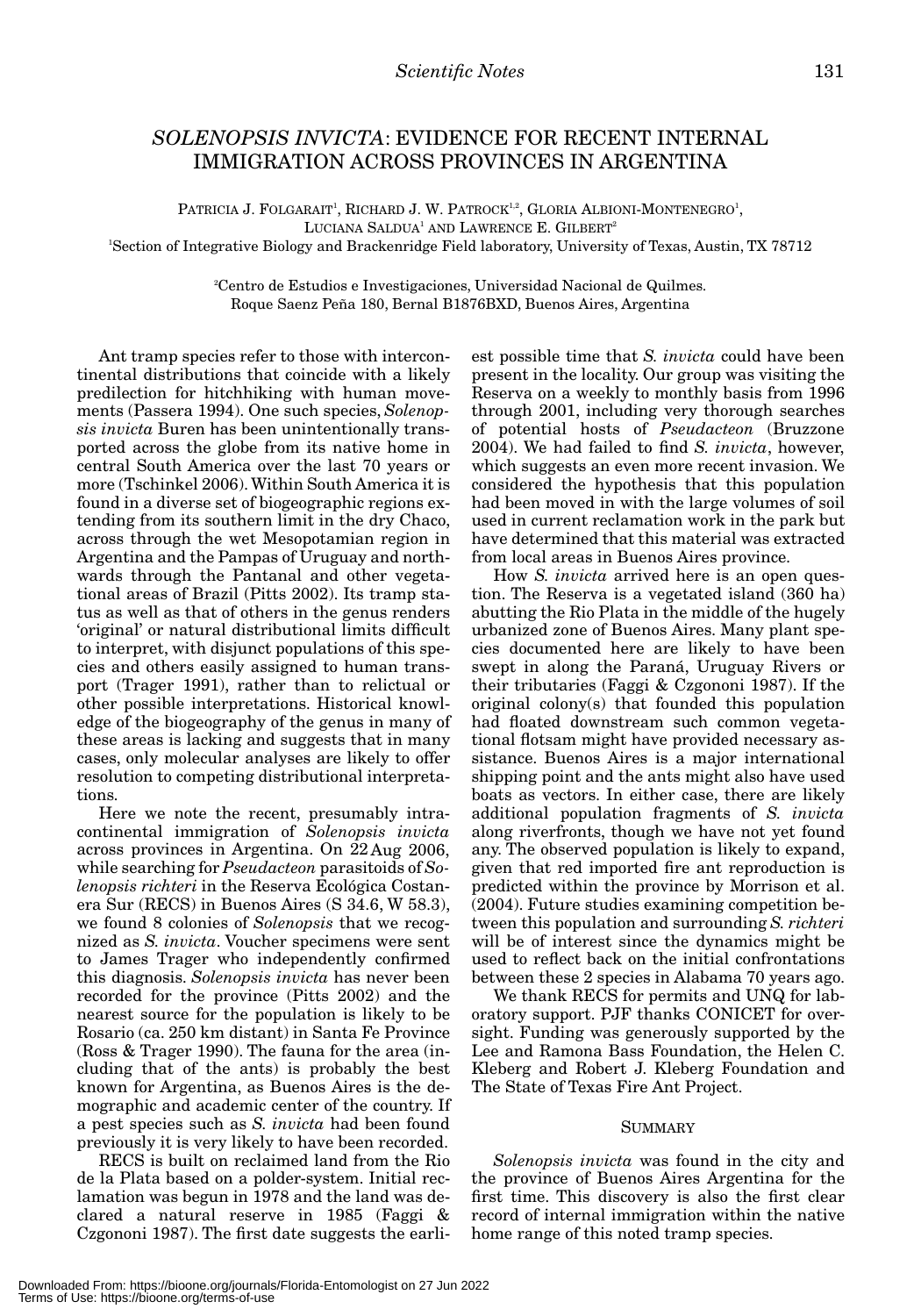# *SOLENOPSIS INVICTA*: EVIDENCE FOR RECENT INTERNAL IMMIGRATION ACROSS PROVINCES IN ARGENTINA

PATRICIA J. FOLGARAIT[1], RICHARD J. W. PATROCK[1,2], GLORIA ALBIONI-MONTENEGRO[1], LUCIANA SALDUA[1] AND LAWRENCE E. GILBERT[2]

[1]Section of Integrative Biology and Brackenridge Field laboratory, University of Texas, Austin, TX 78712

[2]Centro de Estudios e Investigaciones, Universidad Nacional de Quilmes. Roque Saenz Peña 180, Bernal B1876BXD, Buenos Aires, Argentina

Ant tramp species refer to those with intercontinental distributions that coincide with a likely predilection for hitchhiking with human movements (Passera 1994). One such species, *Solenopsis invicta* Buren has been unintentionally transported across the globe from its native home in central South America over the last 70 years or more (Tschinkel 2006). Within South America it is found in a diverse set of biogeographic regions extending from its southern limit in the dry Chaco, across through the wet Mesopotamian region in Argentina and the Pampas of Uruguay and northwards through the Pantanal and other vegetational areas of Brazil (Pitts 2002). Its tramp status as well as that of others in the genus renders 'original' or natural distributional limits difficult to interpret, with disjunct populations of this species and others easily assigned to human transport (Trager 1991), rather than to relictual or other possible interpretations. Historical knowledge of the biogeography of the genus in many of these areas is lacking and suggests that in many cases, only molecular analyses are likely to offer resolution to competing distributional interpretations.

Here we note the recent, presumably intracontinental immigration of *Solenopsis invicta* across provinces in Argentina. On 22 Aug 2006, while searching for *Pseudacteon* parasitoids of *Solenopsis richteri* in the Reserva Ecológica Costanera Sur (RECS) in Buenos Aires (S 34.6, W 58.3), we found 8 colonies of *Solenopsis* that we recognized as *S. invicta*. Voucher specimens were sent to James Trager who independently confirmed this diagnosis. *Solenopsis invicta* has never been recorded for the province (Pitts 2002) and the nearest source for the population is likely to be Rosario (ca. 250 km distant) in Santa Fe Province (Ross & Trager 1990). The fauna for the area (including that of the ants) is probably the best known for Argentina, as Buenos Aires is the demographic and academic center of the country. If a pest species such as *S. invicta* had been found previously it is very likely to have been recorded.

RECS is built on reclaimed land from the Rio de la Plata based on a polder-system. Initial reclamation was begun in 1978 and the land was declared a natural reserve in 1985 (Faggi & Czgononi 1987). The first date suggests the earliest possible time that *S. invicta* could have been present in the locality. Our group was visiting the Reserva on a weekly to monthly basis from 1996 through 2001, including very thorough searches of potential hosts of *Pseudacteon* (Bruzzone 2004). We had failed to find *S. invicta*, however, which suggests an even more recent invasion. We considered the hypothesis that this population had been moved in with the large volumes of soil used in current reclamation work in the park but have determined that this material was extracted from local areas in Buenos Aires province.

How *S. invicta* arrived here is an open question. The Reserva is a vegetated island (360 ha) abutting the Rio Plata in the middle of the hugely urbanized zone of Buenos Aires. Many plant species documented here are likely to have been swept in along the Paraná, Uruguay Rivers or their tributaries (Faggi & Czgononi 1987). If the original colony(s) that founded this population had floated downstream such common vegetational flotsam might have provided necessary assistance. Buenos Aires is a major international shipping point and the ants might also have used boats as vectors. In either case, there are likely additional population fragments of *S. invicta* along riverfronts, though we have not yet found any. The observed population is likely to expand, given that red imported fire ant reproduction is predicted within the province by Morrison et al. (2004). Future studies examining competition between this population and surrounding *S. richteri* will be of interest since the dynamics might be used to reflect back on the initial confrontations between these 2 species in Alabama 70 years ago.

We thank RECS for permits and UNQ for laboratory support. PJF thanks CONICET for oversight. Funding was generously supported by the Lee and Ramona Bass Foundation, the Helen C. Kleberg and Robert J. Kleberg Foundation and The State of Texas Fire Ant Project.

## SUMMARY

*Solenopsis invicta* was found in the city and the province of Buenos Aires Argentina for the first time. This discovery is also the first clear record of internal immigration within the native home range of this noted tramp species.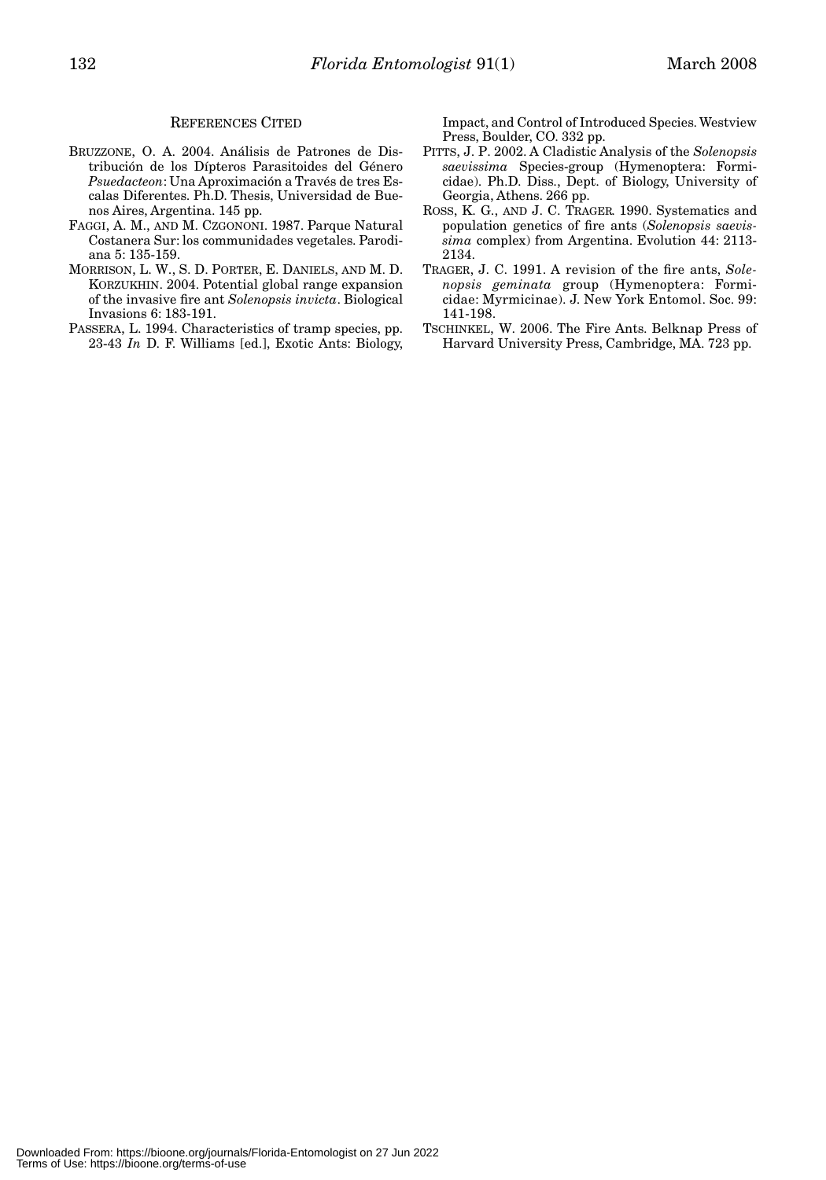## REFERENCES CITED

BRUZZONE, O. A. 2004. Análisis de Patrones de Distribución de los Dípteros Parasitoides del Género *Psuedacteon*: Una Aproximación a Través de tres Escalas Diferentes. Ph.D. Thesis, Universidad de Buenos Aires, Argentina. 145 pp.

FAGGI, A. M., AND M. CZGONONI. 1987. Parque Natural Costanera Sur: los communidades vegetales. Parodiana 5: 135-159.

MORRISON, L. W., S. D. PORTER, E. DANIELS, AND M. D. KORZUKHIN. 2004. Potential global range expansion of the invasive fire ant *Solenopsis invicta*. Biological Invasions 6: 183-191.

PASSERA, L. 1994. Characteristics of tramp species, pp. 23-43 *In* D. F. Williams [ed.], Exotic Ants: Biology, Impact, and Control of Introduced Species. Westview Press, Boulder, CO. 332 pp.

PITTS, J. P. 2002. A Cladistic Analysis of the *Solenopsis saevissima* Species-group (Hymenoptera: Formicidae). Ph.D. Diss., Dept. of Biology, University of Georgia, Athens. 266 pp.

ROSS, K. G., AND J. C. TRAGER. 1990. Systematics and population genetics of fire ants (*Solenopsis saevissima* complex) from Argentina. Evolution 44: 2113-2134.

TRAGER, J. C. 1991. A revision of the fire ants, *Solenopsis geminata* group (Hymenoptera: Formicidae: Myrmicinae). J. New York Entomol. Soc. 99: 141-198.

TSCHINKEL, W. 2006. The Fire Ants. Belknap Press of Harvard University Press, Cambridge, MA. 723 pp.